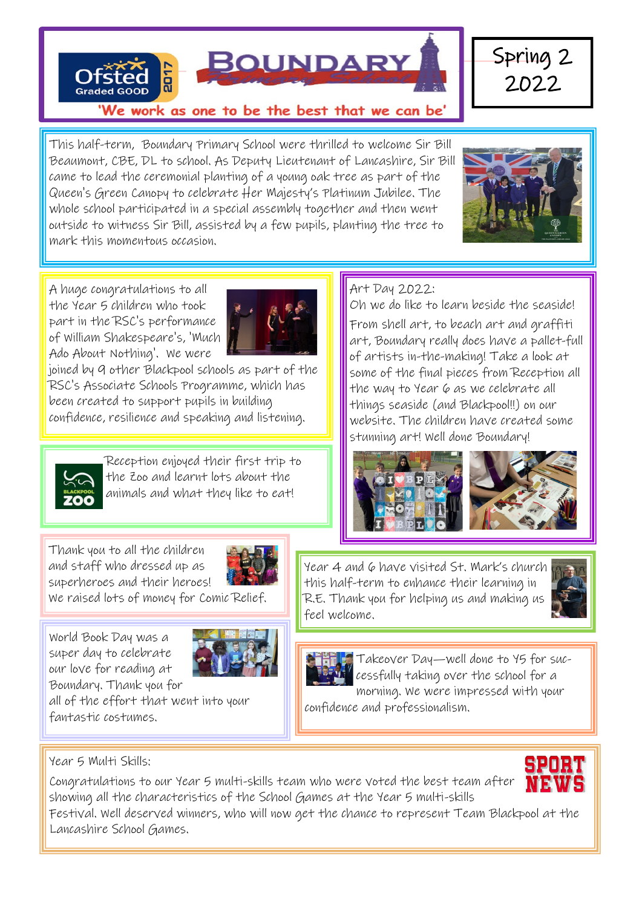# BOUNDARY Primary School

Ofsted Graded GOOD 2017

'We work as one to be the best that we can be'

## Spring 2 2022

This half-term, Boundary Primary School were thrilled to welcome Sir Bill Beaumont, CBE, DL to school. As Deputy Lieutenant of Lancashire, Sir Bill came to lead the ceremonial planting of a young oak tree as part of the Queen's Green Canopy to celebrate Her Majesty's Platinum Jubilee. The whole school participated in a special assembly together and then went outside to witness Sir Bill, assisted by a few pupils, planting the tree to mark this momentous occasion.

A huge congratulations to all the Year 5 children who took part in the RSC's performance of William Shakespeare's, 'Much Ado About Nothing'. We were joined by 9 other Blackpool schools as part of the RSC's Associate Schools Programme, which has been created to support pupils in building confidence, resilience and speaking and listening.

Art Day 2022:
Oh we do like to learn beside the seaside!
From shell art, to beach art and graffiti art, Boundary really does have a pallet-full of artists in-the-making! Take a look at some of the final pieces from Reception all the way to Year 6 as we celebrate all things seaside (and Blackpool!!) on our website. The children have created some stunning art! Well done Boundary!

Reception enjoyed their first trip to the Zoo and learnt lots about the animals and what they like to eat!

Thank you to all the children and staff who dressed up as superheroes and their heroes! We raised lots of money for Comic Relief.

Year 4 and 6 have visited St. Mark's church this half-term to enhance their learning in R.E. Thank you for helping us and making us feel welcome.

World Book Day was a super day to celebrate our love for reading at Boundary. Thank you for all of the effort that went into your fantastic costumes.

Takeover Day—well done to Y5 for successfully taking over the school for a morning. We were impressed with your confidence and professionalism.

## SPORT NEWS

Year 5 Multi Skills:
Congratulations to our Year 5 multi-skills team who were voted the best team after showing all the characteristics of the School Games at the Year 5 multi-skills Festival. Well deserved winners, who will now get the chance to represent Team Blackpool at the Lancashire School Games.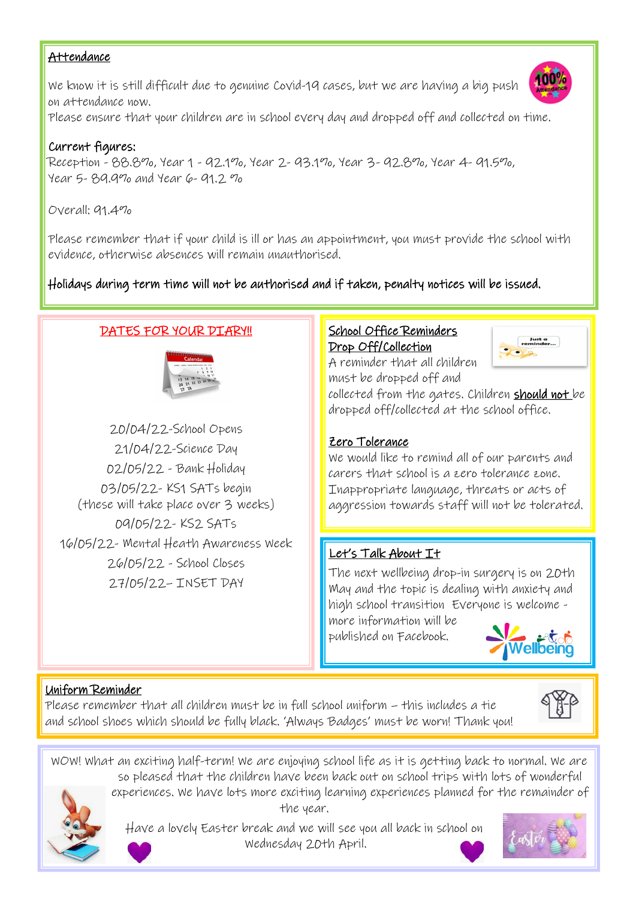## Attendance

We know it is still difficult due to genuine Covid-19 cases, but we are having a big push on attendance now.
Please ensure that your children are in school every day and dropped off and collected on time.

**Current figures:**
Reception - 88.8%, Year 1 - 92.1%, Year 2- 93.1%, Year 3- 92.8%, Year 4- 91.5%, Year 5- 89.9% and Year 6- 91.2 %

Overall: 91.4%

Please remember that if your child is ill or has an appointment, you must provide the school with evidence, otherwise absences will remain unauthorised.

**Holidays during term time will not be authorised and if taken, penalty notices will be issued.**

## DATES FOR YOUR DIARY!!

20/04/22-School Opens
21/04/22-Science Day
02/05/22 - Bank Holiday
03/05/22- KS1 SATs begin
(these will take place over 3 weeks)
09/05/22- KS2 SATs
16/05/22- Mental Heath Awareness Week
26/05/22 - School Closes
27/05/22– INSET DAY

## School Office Reminders

**Drop Off/Collection**

A reminder that all children must be dropped off and collected from the gates. Children **should not** be dropped off/collected at the school office.

**Zero Tolerance**

We would like to remind all of our parents and carers that school is a zero tolerance zone. Inappropriate language, threats or acts of aggression towards staff will not be tolerated.

## Let's Talk About It

The next wellbeing drop-in surgery is on 20th May and the topic is dealing with anxiety and high school transition. Everyone is welcome - more information will be published on Facebook.

## Uniform Reminder

Please remember that all children must be in full school uniform – this includes a tie and school shoes which should be fully black. 'Always Badges' must be worn! Thank you!

WOW! What an exciting half-term! We are enjoying school life as it is getting back to normal. We are so pleased that the children have been back out on school trips with lots of wonderful experiences. We have lots more exciting learning experiences planned for the remainder of the year.

Have a lovely Easter break and we will see you all back in school on Wednesday 20th April.